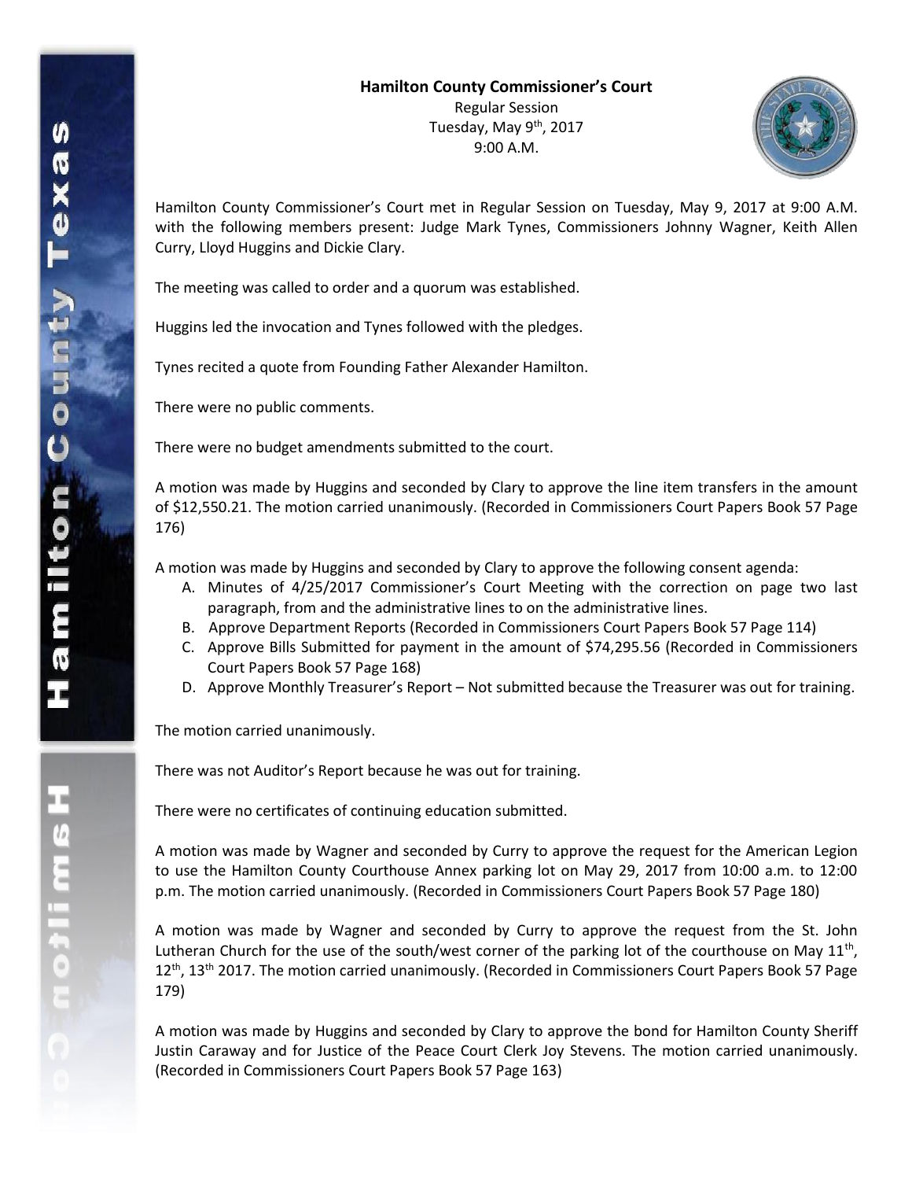**Hamilton County Commissioner's Court**

Regular Session
Tuesday, May 9th, 2017
9:00 A.M.

Hamilton County Commissioner's Court met in Regular Session on Tuesday, May 9, 2017 at 9:00 A.M. with the following members present: Judge Mark Tynes, Commissioners Johnny Wagner, Keith Allen Curry, Lloyd Huggins and Dickie Clary.

The meeting was called to order and a quorum was established.

Huggins led the invocation and Tynes followed with the pledges.

Tynes recited a quote from Founding Father Alexander Hamilton.

There were no public comments.

There were no budget amendments submitted to the court.

A motion was made by Huggins and seconded by Clary to approve the line item transfers in the amount of $12,550.21. The motion carried unanimously. (Recorded in Commissioners Court Papers Book 57 Page 176)

A motion was made by Huggins and seconded by Clary to approve the following consent agenda:

A. Minutes of 4/25/2017 Commissioner's Court Meeting with the correction on page two last paragraph, from and the administrative lines to on the administrative lines.
B. Approve Department Reports (Recorded in Commissioners Court Papers Book 57 Page 114)
C. Approve Bills Submitted for payment in the amount of $74,295.56 (Recorded in Commissioners Court Papers Book 57 Page 168)
D. Approve Monthly Treasurer's Report – Not submitted because the Treasurer was out for training.

The motion carried unanimously.

There was not Auditor's Report because he was out for training.

There were no certificates of continuing education submitted.

A motion was made by Wagner and seconded by Curry to approve the request for the American Legion to use the Hamilton County Courthouse Annex parking lot on May 29, 2017 from 10:00 a.m. to 12:00 p.m. The motion carried unanimously. (Recorded in Commissioners Court Papers Book 57 Page 180)

A motion was made by Wagner and seconded by Curry to approve the request from the St. John Lutheran Church for the use of the south/west corner of the parking lot of the courthouse on May 11th, 12th, 13th 2017. The motion carried unanimously. (Recorded in Commissioners Court Papers Book 57 Page 179)

A motion was made by Huggins and seconded by Clary to approve the bond for Hamilton County Sheriff Justin Caraway and for Justice of the Peace Court Clerk Joy Stevens. The motion carried unanimously. (Recorded in Commissioners Court Papers Book 57 Page 163)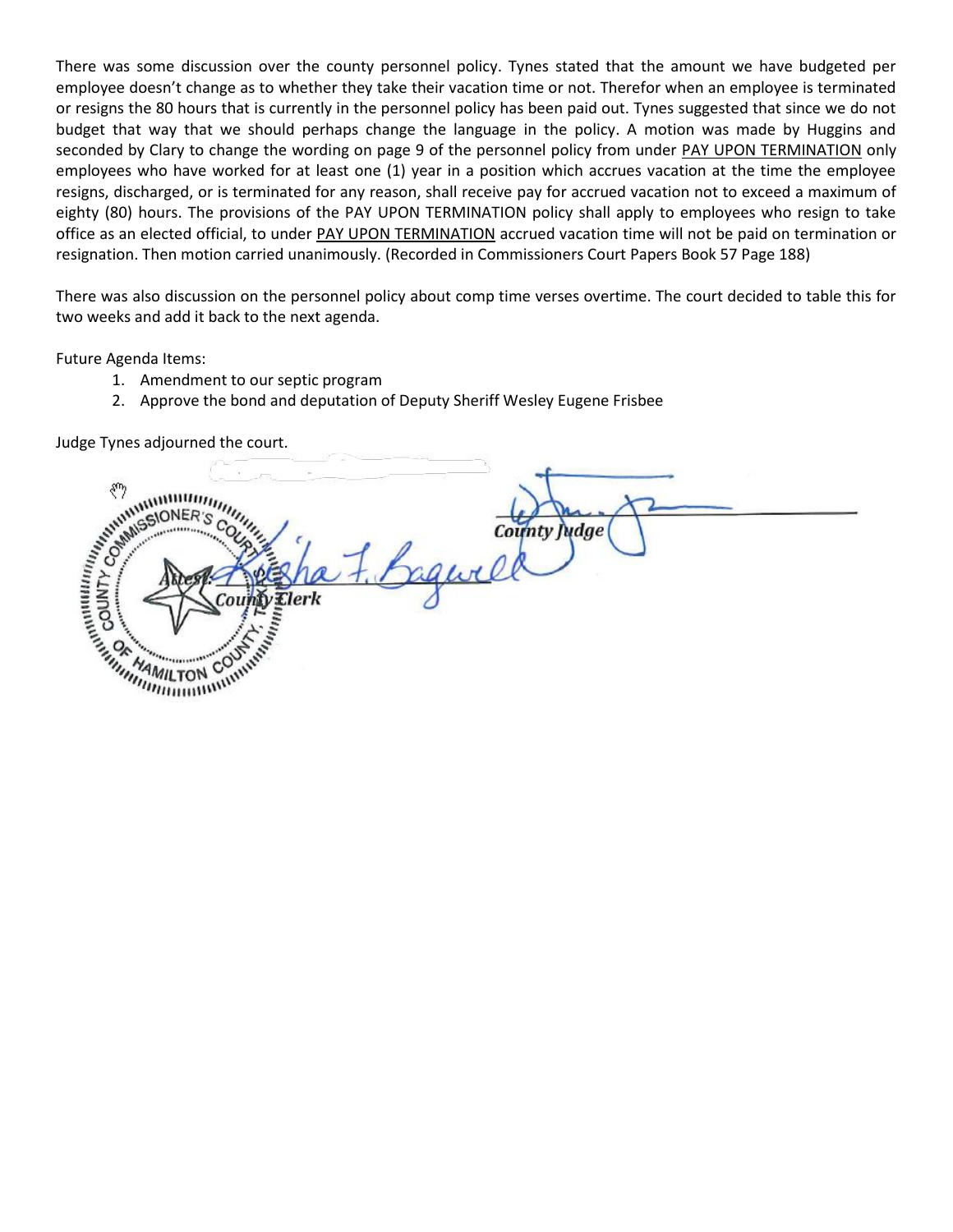There was some discussion over the county personnel policy. Tynes stated that the amount we have budgeted per employee doesn't change as to whether they take their vacation time or not. Therefor when an employee is terminated or resigns the 80 hours that is currently in the personnel policy has been paid out. Tynes suggested that since we do not budget that way that we should perhaps change the language in the policy. A motion was made by Huggins and seconded by Clary to change the wording on page 9 of the personnel policy from under PAY UPON TERMINATION only employees who have worked for at least one (1) year in a position which accrues vacation at the time the employee resigns, discharged, or is terminated for any reason, shall receive pay for accrued vacation not to exceed a maximum of eighty (80) hours. The provisions of the PAY UPON TERMINATION policy shall apply to employees who resign to take office as an elected official, to under PAY UPON TERMINATION accrued vacation time will not be paid on termination or resignation. Then motion carried unanimously. (Recorded in Commissioners Court Papers Book 57 Page 188)

There was also discussion on the personnel policy about comp time verses overtime. The court decided to table this for two weeks and add it back to the next agenda.

Future Agenda Items:

1. Amendment to our septic program
2. Approve the bond and deputation of Deputy Sheriff Wesley Eugene Frisbee

Judge Tynes adjourned the court.

*County Judge*

*Attest:* Kesha F. Bagwell

*County Clerk*

COMMISSIONER'S COURT OF HAMILTON COUNTY, TEXAS